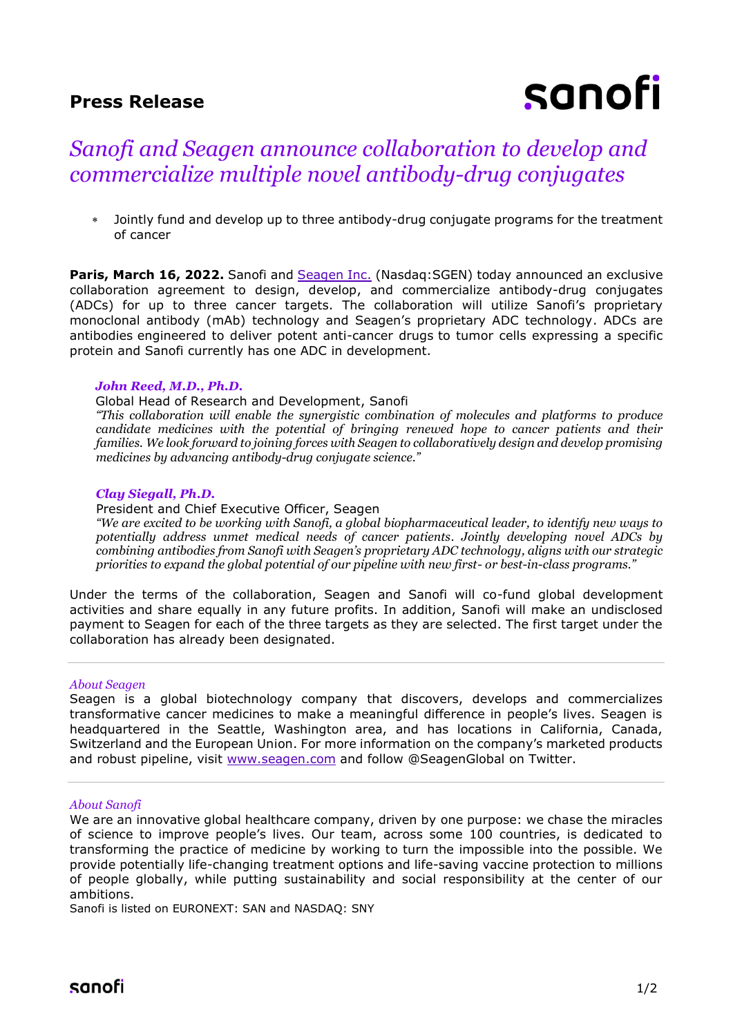# Press Release

## *Sanofi and Seagen announce collaboration to develop and commercialize multiple novel antibody-drug conjugates*

* Jointly fund and develop up to three antibody-drug conjugate programs for the treatment of cancer

**Paris, March 16, 2022.** Sanofi and Seagen Inc. (Nasdaq:SGEN) today announced an exclusive collaboration agreement to design, develop, and commercialize antibody-drug conjugates (ADCs) for up to three cancer targets. The collaboration will utilize Sanofi's proprietary monoclonal antibody (mAb) technology and Seagen's proprietary ADC technology. ADCs are antibodies engineered to deliver potent anti-cancer drugs to tumor cells expressing a specific protein and Sanofi currently has one ADC in development.

***John Reed, M.D., Ph.D.***
Global Head of Research and Development, Sanofi
*"This collaboration will enable the synergistic combination of molecules and platforms to produce candidate medicines with the potential of bringing renewed hope to cancer patients and their families. We look forward to joining forces with Seagen to collaboratively design and develop promising medicines by advancing antibody-drug conjugate science."*

***Clay Siegall, Ph.D.***
President and Chief Executive Officer, Seagen
*"We are excited to be working with Sanofi, a global biopharmaceutical leader, to identify new ways to potentially address unmet medical needs of cancer patients. Jointly developing novel ADCs by combining antibodies from Sanofi with Seagen's proprietary ADC technology, aligns with our strategic priorities to expand the global potential of our pipeline with new first- or best-in-class programs."*

Under the terms of the collaboration, Seagen and Sanofi will co-fund global development activities and share equally in any future profits. In addition, Sanofi will make an undisclosed payment to Seagen for each of the three targets as they are selected. The first target under the collaboration has already been designated.

---

*About Seagen*
Seagen is a global biotechnology company that discovers, develops and commercializes transformative cancer medicines to make a meaningful difference in people's lives. Seagen is headquartered in the Seattle, Washington area, and has locations in California, Canada, Switzerland and the European Union. For more information on the company's marketed products and robust pipeline, visit www.seagen.com and follow @SeagenGlobal on Twitter.

---

*About Sanofi*
We are an innovative global healthcare company, driven by one purpose: we chase the miracles of science to improve people's lives. Our team, across some 100 countries, is dedicated to transforming the practice of medicine by working to turn the impossible into the possible. We provide potentially life-changing treatment options and life-saving vaccine protection to millions of people globally, while putting sustainability and social responsibility at the center of our ambitions.
Sanofi is listed on EURONEXT: SAN and NASDAQ: SNY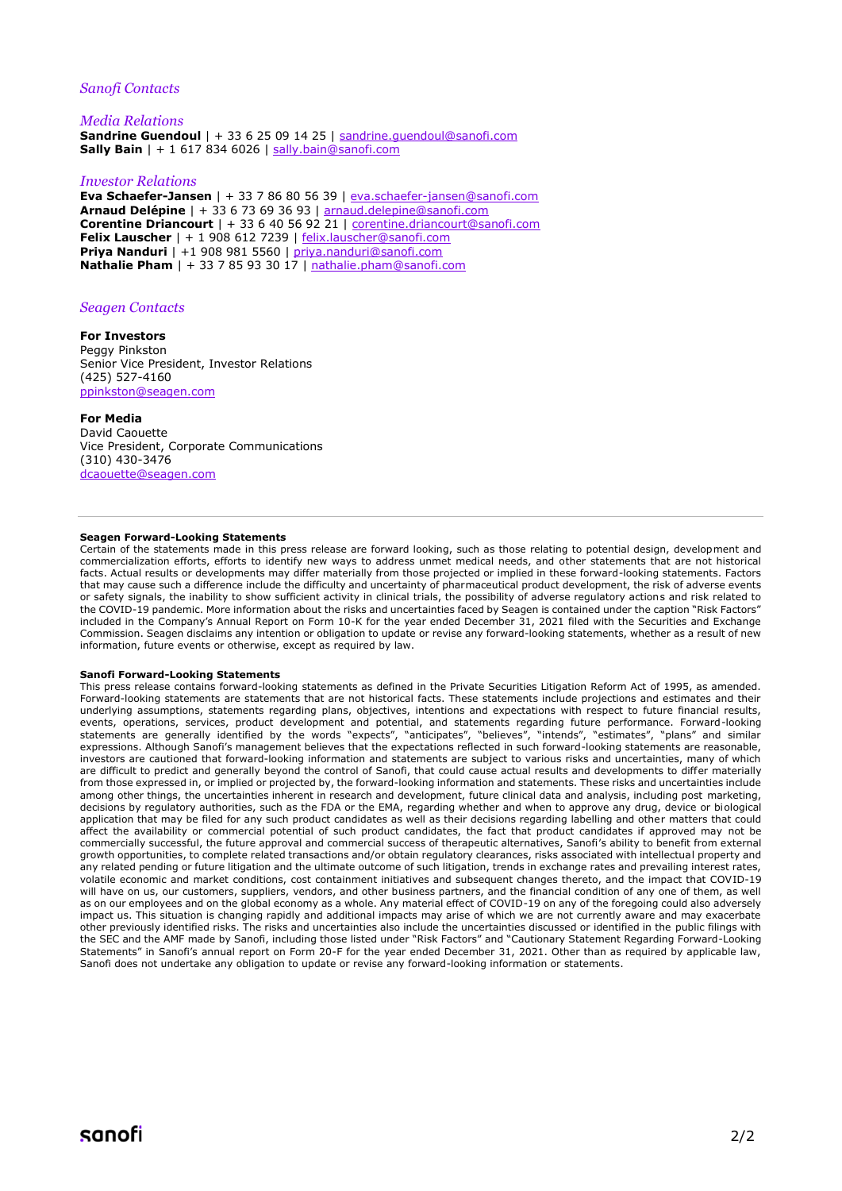*Sanofi Contacts*

*Media Relations*
**Sandrine Guendoul** | + 33 6 25 09 14 25 | sandrine.guendoul@sanofi.com
**Sally Bain** | + 1 617 834 6026 | sally.bain@sanofi.com

*Investor Relations*
**Eva Schaefer-Jansen** | + 33 7 86 80 56 39 | eva.schaefer-jansen@sanofi.com
**Arnaud Delépine** | + 33 6 73 69 36 93 | arnaud.delepine@sanofi.com
**Corentine Driancourt** | + 33 6 40 56 92 21 | corentine.driancourt@sanofi.com
**Felix Lauscher** | + 1 908 612 7239 | felix.lauscher@sanofi.com
**Priya Nanduri** | +1 908 981 5560 | priya.nanduri@sanofi.com
**Nathalie Pham** | + 33 7 85 93 30 17 | nathalie.pham@sanofi.com

*Seagen Contacts*

**For Investors**
Peggy Pinkston
Senior Vice President, Investor Relations
(425) 527-4160
ppinkston@seagen.com

**For Media**
David Caouette
Vice President, Corporate Communications
(310) 430-3476
dcaouette@seagen.com

---

**Seagen Forward-Looking Statements**
Certain of the statements made in this press release are forward looking, such as those relating to potential design, development and commercialization efforts, efforts to identify new ways to address unmet medical needs, and other statements that are not historical facts. Actual results or developments may differ materially from those projected or implied in these forward-looking statements. Factors that may cause such a difference include the difficulty and uncertainty of pharmaceutical product development, the risk of adverse events or safety signals, the inability to show sufficient activity in clinical trials, the possibility of adverse regulatory actions and risk related to the COVID-19 pandemic. More information about the risks and uncertainties faced by Seagen is contained under the caption "Risk Factors" included in the Company's Annual Report on Form 10-K for the year ended December 31, 2021 filed with the Securities and Exchange Commission. Seagen disclaims any intention or obligation to update or revise any forward-looking statements, whether as a result of new information, future events or otherwise, except as required by law.

**Sanofi Forward-Looking Statements**
This press release contains forward-looking statements as defined in the Private Securities Litigation Reform Act of 1995, as amended. Forward-looking statements are statements that are not historical facts. These statements include projections and estimates and their underlying assumptions, statements regarding plans, objectives, intentions and expectations with respect to future financial results, events, operations, services, product development and potential, and statements regarding future performance. Forward-looking statements are generally identified by the words "expects", "anticipates", "believes", "intends", "estimates", "plans" and similar expressions. Although Sanofi's management believes that the expectations reflected in such forward-looking statements are reasonable, investors are cautioned that forward-looking information and statements are subject to various risks and uncertainties, many of which are difficult to predict and generally beyond the control of Sanofi, that could cause actual results and developments to differ materially from those expressed in, or implied or projected by, the forward-looking information and statements. These risks and uncertainties include among other things, the uncertainties inherent in research and development, future clinical data and analysis, including post marketing, decisions by regulatory authorities, such as the FDA or the EMA, regarding whether and when to approve any drug, device or biological application that may be filed for any such product candidates as well as their decisions regarding labelling and other matters that could affect the availability or commercial potential of such product candidates, the fact that product candidates if approved may not be commercially successful, the future approval and commercial success of therapeutic alternatives, Sanofi's ability to benefit from external growth opportunities, to complete related transactions and/or obtain regulatory clearances, risks associated with intellectual property and any related pending or future litigation and the ultimate outcome of such litigation, trends in exchange rates and prevailing interest rates, volatile economic and market conditions, cost containment initiatives and subsequent changes thereto, and the impact that COVID-19 will have on us, our customers, suppliers, vendors, and other business partners, and the financial condition of any one of them, as well as on our employees and on the global economy as a whole. Any material effect of COVID-19 on any of the foregoing could also adversely impact us. This situation is changing rapidly and additional impacts may arise of which we are not currently aware and may exacerbate other previously identified risks. The risks and uncertainties also include the uncertainties discussed or identified in the public filings with the SEC and the AMF made by Sanofi, including those listed under "Risk Factors" and "Cautionary Statement Regarding Forward-Looking Statements" in Sanofi's annual report on Form 20-F for the year ended December 31, 2021. Other than as required by applicable law, Sanofi does not undertake any obligation to update or revise any forward-looking information or statements.